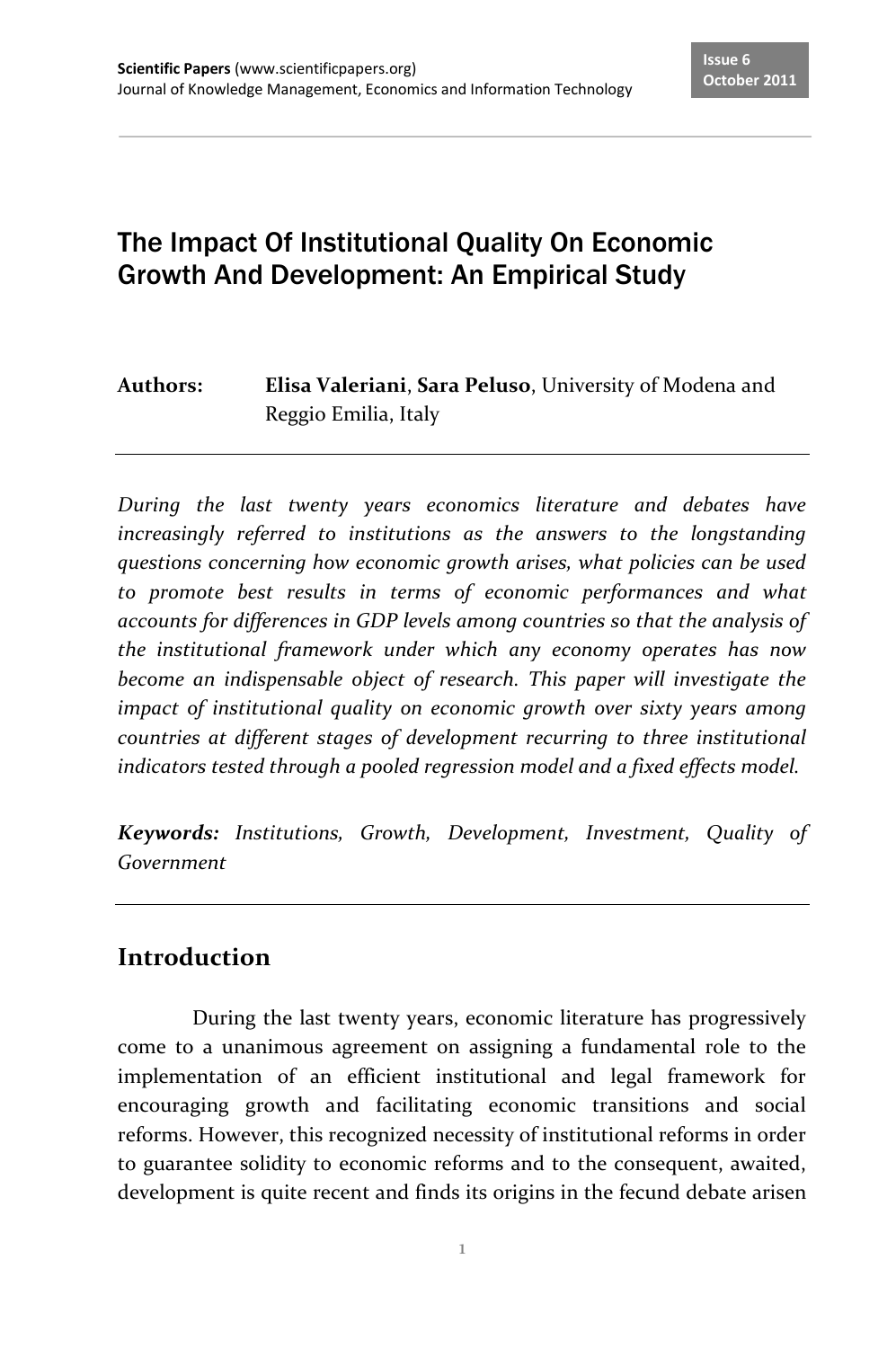# The Impact Of Institutional Quality On Economic Growth And Development: An Empirical Study

**Authors:** **Elisa Valeriani**, **Sara Peluso**, University of Modena and Reggio Emilia, Italy

*During the last twenty years economics literature and debates have increasingly referred to institutions as the answers to the longstanding questions concerning how economic growth arises, what policies can be used to promote best results in terms of economic performances and what accounts for differences in GDP levels among countries so that the analysis of the institutional framework under which any economy operates has now become an indispensable object of research. This paper will investigate the impact of institutional quality on economic growth over sixty years among countries at different stages of development recurring to three institutional indicators tested through a pooled regression model and a fixed effects model.*

***Keywords:*** *Institutions, Growth, Development, Investment, Quality of Government*

## Introduction

During the last twenty years, economic literature has progressively come to a unanimous agreement on assigning a fundamental role to the implementation of an efficient institutional and legal framework for encouraging growth and facilitating economic transitions and social reforms. However, this recognized necessity of institutional reforms in order to guarantee solidity to economic reforms and to the consequent, awaited, development is quite recent and finds its origins in the fecund debate arisen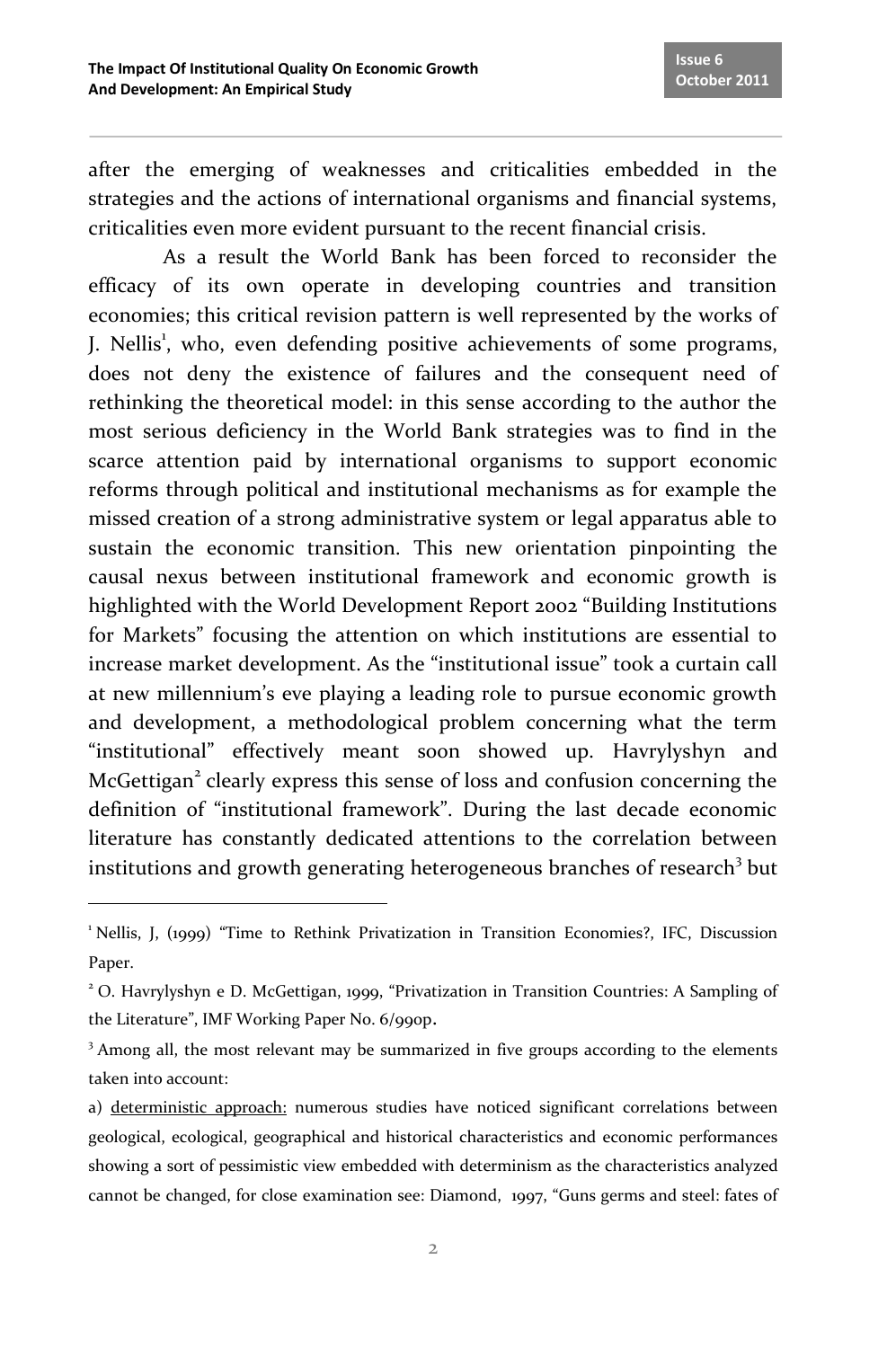after the emerging of weaknesses and criticalities embedded in the strategies and the actions of international organisms and financial systems, criticalities even more evident pursuant to the recent financial crisis.

As a result the World Bank has been forced to reconsider the efficacy of its own operate in developing countries and transition economies; this critical revision pattern is well represented by the works of J. Nellis[1], who, even defending positive achievements of some programs, does not deny the existence of failures and the consequent need of rethinking the theoretical model: in this sense according to the author the most serious deficiency in the World Bank strategies was to find in the scarce attention paid by international organisms to support economic reforms through political and institutional mechanisms as for example the missed creation of a strong administrative system or legal apparatus able to sustain the economic transition. This new orientation pinpointing the causal nexus between institutional framework and economic growth is highlighted with the World Development Report 2002 "Building Institutions for Markets" focusing the attention on which institutions are essential to increase market development. As the "institutional issue" took a curtain call at new millennium's eve playing a leading role to pursue economic growth and development, a methodological problem concerning what the term "institutional" effectively meant soon showed up. Havrylyshyn and McGettigan[2] clearly express this sense of loss and confusion concerning the definition of "institutional framework". During the last decade economic literature has constantly dedicated attentions to the correlation between institutions and growth generating heterogeneous branches of research[3] but

---

[1] Nellis, J, (1999) "Time to Rethink Privatization in Transition Economies?, IFC, Discussion Paper.

[2] O. Havrylyshyn e D. McGettigan, 1999, "Privatization in Transition Countries: A Sampling of the Literature", IMF Working Paper No. 6/99op.

[3] Among all, the most relevant may be summarized in five groups according to the elements taken into account:

a) <u>deterministic approach:</u> numerous studies have noticed significant correlations between geological, ecological, geographical and historical characteristics and economic performances showing a sort of pessimistic view embedded with determinism as the characteristics analyzed cannot be changed, for close examination see: Diamond, 1997, "Guns germs and steel: fates of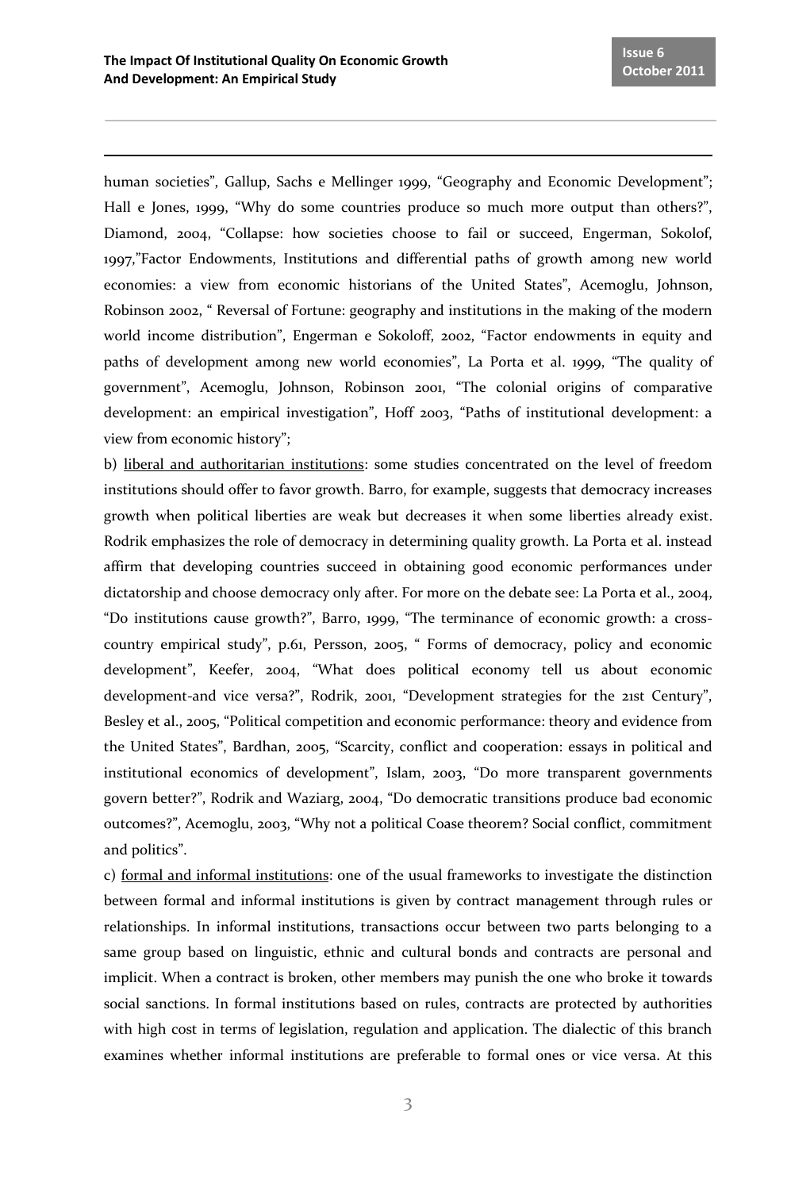human societies", Gallup, Sachs e Mellinger 1999, "Geography and Economic Development"; Hall e Jones, 1999, "Why do some countries produce so much more output than others?", Diamond, 2004, "Collapse: how societies choose to fail or succeed, Engerman, Sokolof, 1997,"Factor Endowments, Institutions and differential paths of growth among new world economies: a view from economic historians of the United States", Acemoglu, Johnson, Robinson 2002, " Reversal of Fortune: geography and institutions in the making of the modern world income distribution", Engerman e Sokoloff, 2002, "Factor endowments in equity and paths of development among new world economies", La Porta et al. 1999, "The quality of government", Acemoglu, Johnson, Robinson 2001, "The colonial origins of comparative development: an empirical investigation", Hoff 2003, "Paths of institutional development: a view from economic history";

b) <u>liberal and authoritarian institutions</u>: some studies concentrated on the level of freedom institutions should offer to favor growth. Barro, for example, suggests that democracy increases growth when political liberties are weak but decreases it when some liberties already exist. Rodrik emphasizes the role of democracy in determining quality growth. La Porta et al. instead affirm that developing countries succeed in obtaining good economic performances under dictatorship and choose democracy only after. For more on the debate see: La Porta et al., 2004, "Do institutions cause growth?", Barro, 1999, "The terminance of economic growth: a cross-country empirical study", p.61, Persson, 2005, " Forms of democracy, policy and economic development", Keefer, 2004, "What does political economy tell us about economic development-and vice versa?", Rodrik, 2001, "Development strategies for the 21st Century", Besley et al., 2005, "Political competition and economic performance: theory and evidence from the United States", Bardhan, 2005, "Scarcity, conflict and cooperation: essays in political and institutional economics of development", Islam, 2003, "Do more transparent governments govern better?", Rodrik and Waziarg, 2004, "Do democratic transitions produce bad economic outcomes?", Acemoglu, 2003, "Why not a political Coase theorem? Social conflict, commitment and politics".

c) <u>formal and informal institutions</u>: one of the usual frameworks to investigate the distinction between formal and informal institutions is given by contract management through rules or relationships. In informal institutions, transactions occur between two parts belonging to a same group based on linguistic, ethnic and cultural bonds and contracts are personal and implicit. When a contract is broken, other members may punish the one who broke it towards social sanctions. In formal institutions based on rules, contracts are protected by authorities with high cost in terms of legislation, regulation and application. The dialectic of this branch examines whether informal institutions are preferable to formal ones or vice versa. At this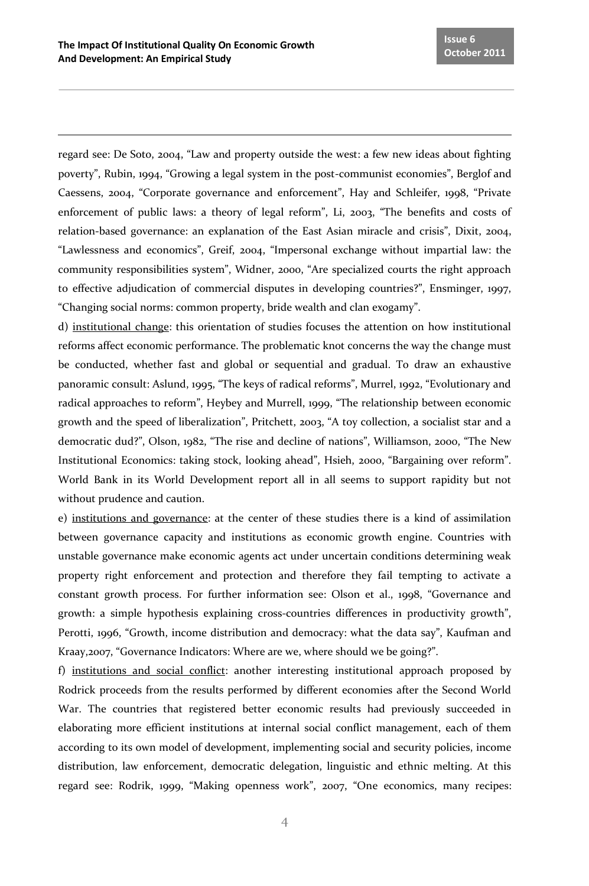regard see: De Soto, 2004, “Law and property outside the west: a few new ideas about fighting poverty”, Rubin, 1994, “Growing a legal system in the post-communist economies”, Berglof and Caessens, 2004, “Corporate governance and enforcement”, Hay and Schleifer, 1998, “Private enforcement of public laws: a theory of legal reform”, Li, 2003, “The benefits and costs of relation-based governance: an explanation of the East Asian miracle and crisis”, Dixit, 2004, “Lawlessness and economics”, Greif, 2004, “Impersonal exchange without impartial law: the community responsibilities system”, Widner, 2000, “Are specialized courts the right approach to effective adjudication of commercial disputes in developing countries?”, Ensminger, 1997, “Changing social norms: common property, bride wealth and clan exogamy”.

d) <u>institutional change</u>: this orientation of studies focuses the attention on how institutional reforms affect economic performance. The problematic knot concerns the way the change must be conducted, whether fast and global or sequential and gradual. To draw an exhaustive panoramic consult: Aslund, 1995, “The keys of radical reforms”, Murrel, 1992, “Evolutionary and radical approaches to reform”, Heybey and Murrell, 1999, “The relationship between economic growth and the speed of liberalization”, Pritchett, 2003, “A toy collection, a socialist star and a democratic dud?”, Olson, 1982, “The rise and decline of nations”, Williamson, 2000, “The New Institutional Economics: taking stock, looking ahead”, Hsieh, 2000, “Bargaining over reform”. World Bank in its World Development report all in all seems to support rapidity but not without prudence and caution.

e) <u>institutions and governance</u>: at the center of these studies there is a kind of assimilation between governance capacity and institutions as economic growth engine. Countries with unstable governance make economic agents act under uncertain conditions determining weak property right enforcement and protection and therefore they fail tempting to activate a constant growth process. For further information see: Olson et al., 1998, “Governance and growth: a simple hypothesis explaining cross-countries differences in productivity growth”, Perotti, 1996, “Growth, income distribution and democracy: what the data say”, Kaufman and Kraay,2007, “Governance Indicators: Where are we, where should we be going?”.

f) <u>institutions and social conflict</u>: another interesting institutional approach proposed by Rodrick proceeds from the results performed by different economies after the Second World War. The countries that registered better economic results had previously succeeded in elaborating more efficient institutions at internal social conflict management, each of them according to its own model of development, implementing social and security policies, income distribution, law enforcement, democratic delegation, linguistic and ethnic melting. At this regard see: Rodrik, 1999, “Making openness work”, 2007, “One economics, many recipes: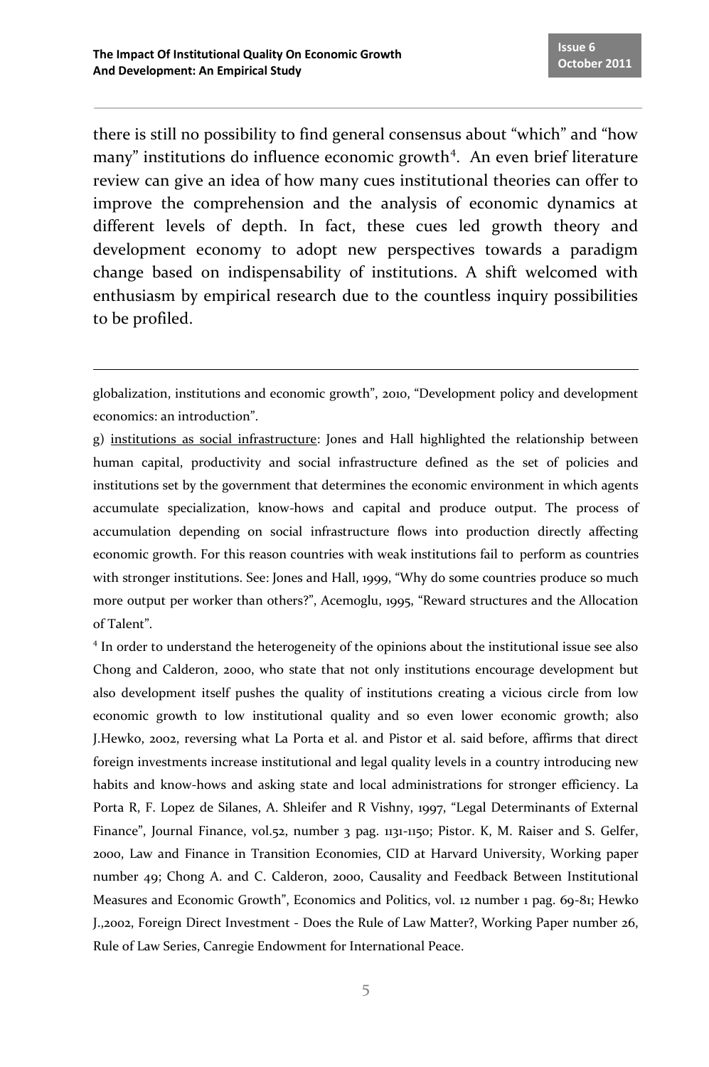there is still no possibility to find general consensus about "which" and "how many" institutions do influence economic growth[4]. An even brief literature review can give an idea of how many cues institutional theories can offer to improve the comprehension and the analysis of economic dynamics at different levels of depth. In fact, these cues led growth theory and development economy to adopt new perspectives towards a paradigm change based on indispensability of institutions. A shift welcomed with enthusiasm by empirical research due to the countless inquiry possibilities to be profiled.

---

globalization, institutions and economic growth", 2010, "Development policy and development economics: an introduction".

g) <u>institutions as social infrastructure</u>: Jones and Hall highlighted the relationship between human capital, productivity and social infrastructure defined as the set of policies and institutions set by the government that determines the economic environment in which agents accumulate specialization, know-hows and capital and produce output. The process of accumulation depending on social infrastructure flows into production directly affecting economic growth. For this reason countries with weak institutions fail to perform as countries with stronger institutions. See: Jones and Hall, 1999, "Why do some countries produce so much more output per worker than others?", Acemoglu, 1995, "Reward structures and the Allocation of Talent".

[4] In order to understand the heterogeneity of the opinions about the institutional issue see also Chong and Calderon, 2000, who state that not only institutions encourage development but also development itself pushes the quality of institutions creating a vicious circle from low economic growth to low institutional quality and so even lower economic growth; also J.Hewko, 2002, reversing what La Porta et al. and Pistor et al. said before, affirms that direct foreign investments increase institutional and legal quality levels in a country introducing new habits and know-hows and asking state and local administrations for stronger efficiency. La Porta R, F. Lopez de Silanes, A. Shleifer and R Vishny, 1997, "Legal Determinants of External Finance", Journal Finance, vol.52, number 3 pag. 1131-1150; Pistor. K, M. Raiser and S. Gelfer, 2000, Law and Finance in Transition Economies, CID at Harvard University, Working paper number 49; Chong A. and C. Calderon, 2000, Causality and Feedback Between Institutional Measures and Economic Growth", Economics and Politics, vol. 12 number 1 pag. 69-81; Hewko J.,2002, Foreign Direct Investment - Does the Rule of Law Matter?, Working Paper number 26, Rule of Law Series, Canregie Endowment for International Peace.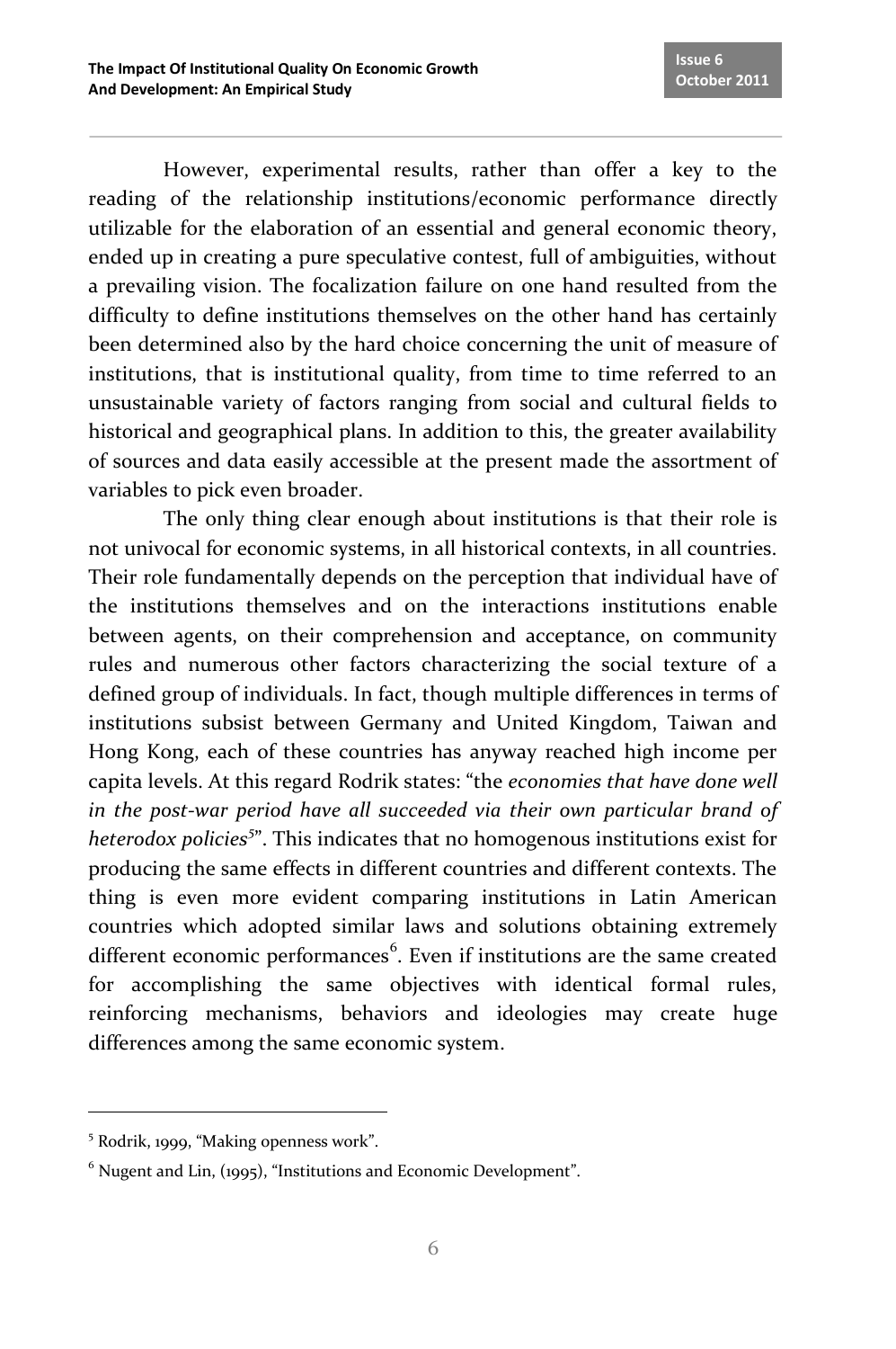However, experimental results, rather than offer a key to the reading of the relationship institutions/economic performance directly utilizable for the elaboration of an essential and general economic theory, ended up in creating a pure speculative contest, full of ambiguities, without a prevailing vision. The focalization failure on one hand resulted from the difficulty to define institutions themselves on the other hand has certainly been determined also by the hard choice concerning the unit of measure of institutions, that is institutional quality, from time to time referred to an unsustainable variety of factors ranging from social and cultural fields to historical and geographical plans. In addition to this, the greater availability of sources and data easily accessible at the present made the assortment of variables to pick even broader.

The only thing clear enough about institutions is that their role is not univocal for economic systems, in all historical contexts, in all countries. Their role fundamentally depends on the perception that individual have of the institutions themselves and on the interactions institutions enable between agents, on their comprehension and acceptance, on community rules and numerous other factors characterizing the social texture of a defined group of individuals. In fact, though multiple differences in terms of institutions subsist between Germany and United Kingdom, Taiwan and Hong Kong, each of these countries has anyway reached high income per capita levels. At this regard Rodrik states: "the *economies that have done well in the post-war period have all succeeded via their own particular brand of heterodox policies*[5]". This indicates that no homogenous institutions exist for producing the same effects in different countries and different contexts. The thing is even more evident comparing institutions in Latin American countries which adopted similar laws and solutions obtaining extremely different economic performances[6]. Even if institutions are the same created for accomplishing the same objectives with identical formal rules, reinforcing mechanisms, behaviors and ideologies may create huge differences among the same economic system.

---

[5] Rodrik, 1999, "Making openness work".

[6] Nugent and Lin, (1995), "Institutions and Economic Development".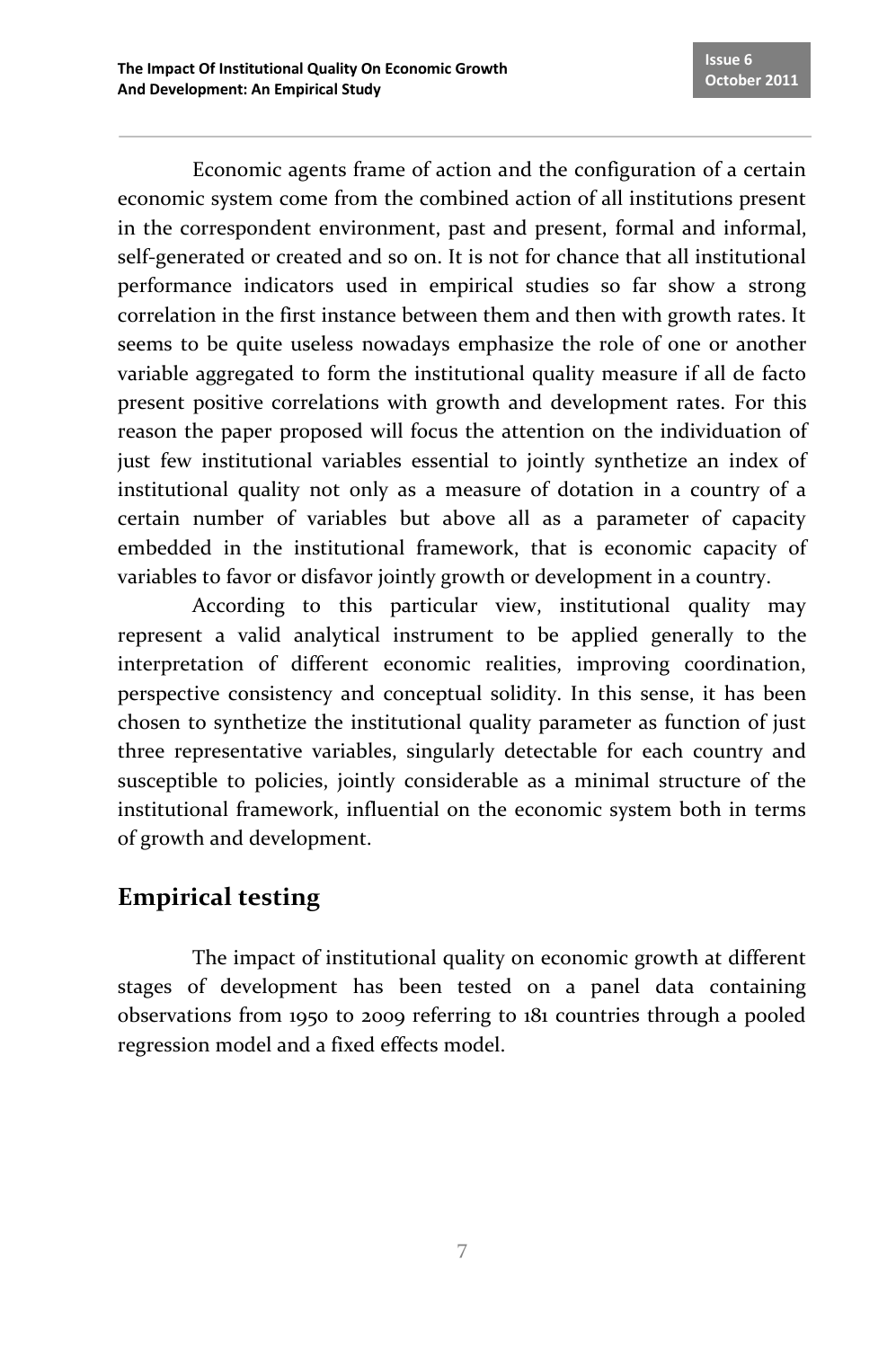Economic agents frame of action and the configuration of a certain economic system come from the combined action of all institutions present in the correspondent environment, past and present, formal and informal, self-generated or created and so on. It is not for chance that all institutional performance indicators used in empirical studies so far show a strong correlation in the first instance between them and then with growth rates. It seems to be quite useless nowadays emphasize the role of one or another variable aggregated to form the institutional quality measure if all de facto present positive correlations with growth and development rates. For this reason the paper proposed will focus the attention on the individuation of just few institutional variables essential to jointly synthetize an index of institutional quality not only as a measure of dotation in a country of a certain number of variables but above all as a parameter of capacity embedded in the institutional framework, that is economic capacity of variables to favor or disfavor jointly growth or development in a country.

According to this particular view, institutional quality may represent a valid analytical instrument to be applied generally to the interpretation of different economic realities, improving coordination, perspective consistency and conceptual solidity. In this sense, it has been chosen to synthetize the institutional quality parameter as function of just three representative variables, singularly detectable for each country and susceptible to policies, jointly considerable as a minimal structure of the institutional framework, influential on the economic system both in terms of growth and development.

## Empirical testing

The impact of institutional quality on economic growth at different stages of development has been tested on a panel data containing observations from 1950 to 2009 referring to 181 countries through a pooled regression model and a fixed effects model.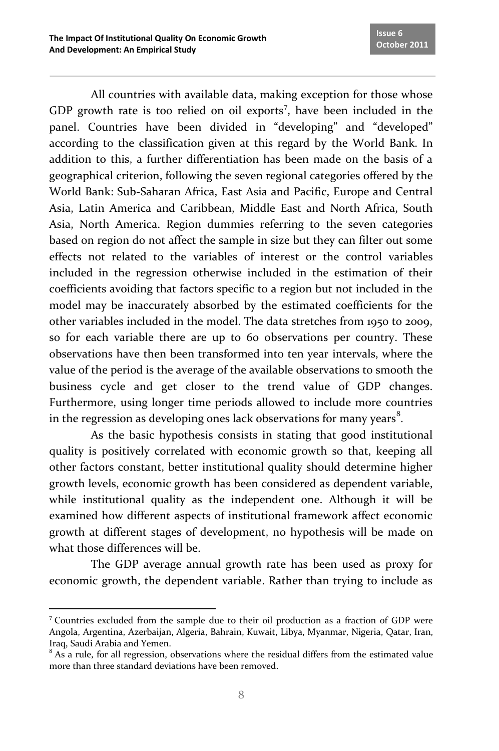All countries with available data, making exception for those whose GDP growth rate is too relied on oil exports[7], have been included in the panel. Countries have been divided in "developing" and "developed" according to the classification given at this regard by the World Bank. In addition to this, a further differentiation has been made on the basis of a geographical criterion, following the seven regional categories offered by the World Bank: Sub-Saharan Africa, East Asia and Pacific, Europe and Central Asia, Latin America and Caribbean, Middle East and North Africa, South Asia, North America. Region dummies referring to the seven categories based on region do not affect the sample in size but they can filter out some effects not related to the variables of interest or the control variables included in the regression otherwise included in the estimation of their coefficients avoiding that factors specific to a region but not included in the model may be inaccurately absorbed by the estimated coefficients for the other variables included in the model. The data stretches from 1950 to 2009, so for each variable there are up to 60 observations per country. These observations have then been transformed into ten year intervals, where the value of the period is the average of the available observations to smooth the business cycle and get closer to the trend value of GDP changes. Furthermore, using longer time periods allowed to include more countries in the regression as developing ones lack observations for many years[8].

As the basic hypothesis consists in stating that good institutional quality is positively correlated with economic growth so that, keeping all other factors constant, better institutional quality should determine higher growth levels, economic growth has been considered as dependent variable, while institutional quality as the independent one. Although it will be examined how different aspects of institutional framework affect economic growth at different stages of development, no hypothesis will be made on what those differences will be.

The GDP average annual growth rate has been used as proxy for economic growth, the dependent variable. Rather than trying to include as

---

[7] Countries excluded from the sample due to their oil production as a fraction of GDP were Angola, Argentina, Azerbaijan, Algeria, Bahrain, Kuwait, Libya, Myanmar, Nigeria, Qatar, Iran, Iraq, Saudi Arabia and Yemen.

[8] As a rule, for all regression, observations where the residual differs from the estimated value more than three standard deviations have been removed.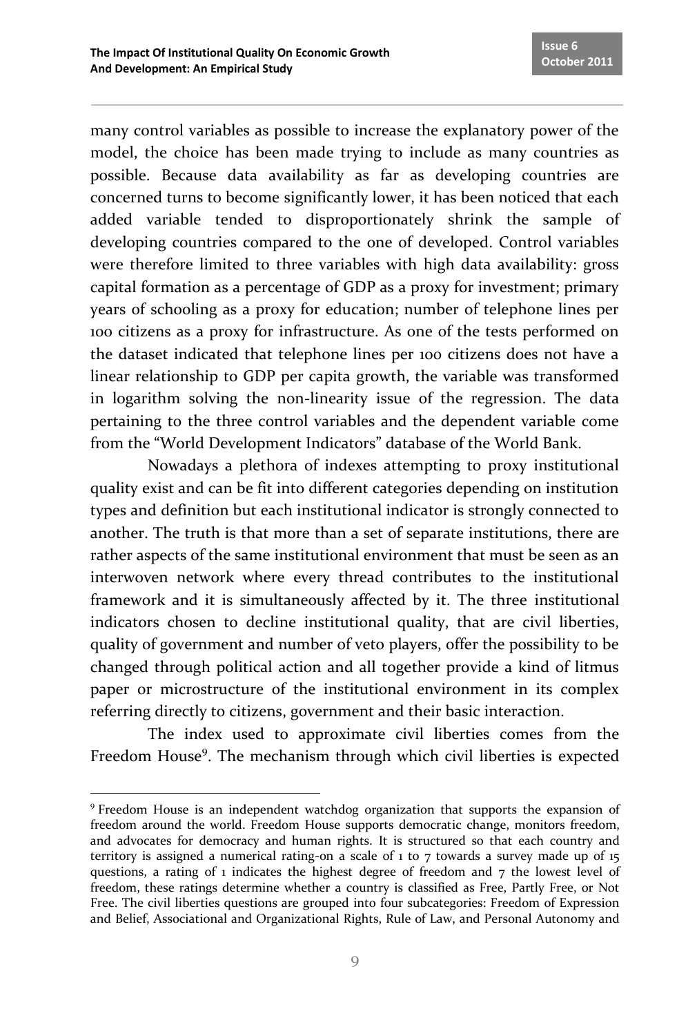many control variables as possible to increase the explanatory power of the model, the choice has been made trying to include as many countries as possible. Because data availability as far as developing countries are concerned turns to become significantly lower, it has been noticed that each added variable tended to disproportionately shrink the sample of developing countries compared to the one of developed. Control variables were therefore limited to three variables with high data availability: gross capital formation as a percentage of GDP as a proxy for investment; primary years of schooling as a proxy for education; number of telephone lines per 100 citizens as a proxy for infrastructure. As one of the tests performed on the dataset indicated that telephone lines per 100 citizens does not have a linear relationship to GDP per capita growth, the variable was transformed in logarithm solving the non-linearity issue of the regression. The data pertaining to the three control variables and the dependent variable come from the "World Development Indicators" database of the World Bank.

Nowadays a plethora of indexes attempting to proxy institutional quality exist and can be fit into different categories depending on institution types and definition but each institutional indicator is strongly connected to another. The truth is that more than a set of separate institutions, there are rather aspects of the same institutional environment that must be seen as an interwoven network where every thread contributes to the institutional framework and it is simultaneously affected by it. The three institutional indicators chosen to decline institutional quality, that are civil liberties, quality of government and number of veto players, offer the possibility to be changed through political action and all together provide a kind of litmus paper or microstructure of the institutional environment in its complex referring directly to citizens, government and their basic interaction.

The index used to approximate civil liberties comes from the Freedom House[9]. The mechanism through which civil liberties is expected

---

[9] Freedom House is an independent watchdog organization that supports the expansion of freedom around the world. Freedom House supports democratic change, monitors freedom, and advocates for democracy and human rights. It is structured so that each country and territory is assigned a numerical rating-on a scale of 1 to 7 towards a survey made up of 15 questions, a rating of 1 indicates the highest degree of freedom and 7 the lowest level of freedom, these ratings determine whether a country is classified as Free, Partly Free, or Not Free. The civil liberties questions are grouped into four subcategories: Freedom of Expression and Belief, Associational and Organizational Rights, Rule of Law, and Personal Autonomy and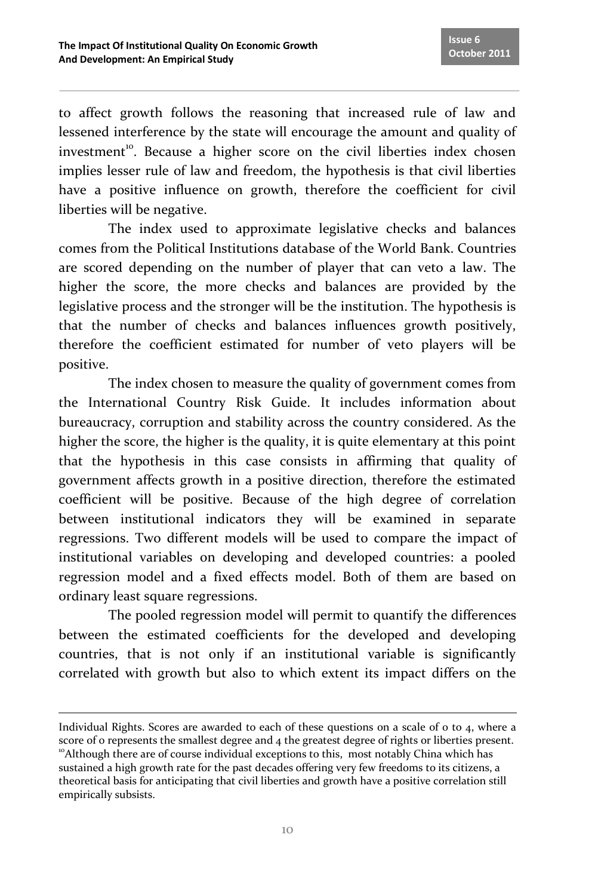to affect growth follows the reasoning that increased rule of law and lessened interference by the state will encourage the amount and quality of investment[10]. Because a higher score on the civil liberties index chosen implies lesser rule of law and freedom, the hypothesis is that civil liberties have a positive influence on growth, therefore the coefficient for civil liberties will be negative.

The index used to approximate legislative checks and balances comes from the Political Institutions database of the World Bank. Countries are scored depending on the number of player that can veto a law. The higher the score, the more checks and balances are provided by the legislative process and the stronger will be the institution. The hypothesis is that the number of checks and balances influences growth positively, therefore the coefficient estimated for number of veto players will be positive.

The index chosen to measure the quality of government comes from the International Country Risk Guide. It includes information about bureaucracy, corruption and stability across the country considered. As the higher the score, the higher is the quality, it is quite elementary at this point that the hypothesis in this case consists in affirming that quality of government affects growth in a positive direction, therefore the estimated coefficient will be positive. Because of the high degree of correlation between institutional indicators they will be examined in separate regressions. Two different models will be used to compare the impact of institutional variables on developing and developed countries: a pooled regression model and a fixed effects model. Both of them are based on ordinary least square regressions.

The pooled regression model will permit to quantify the differences between the estimated coefficients for the developed and developing countries, that is not only if an institutional variable is significantly correlated with growth but also to which extent its impact differs on the

---

Individual Rights. Scores are awarded to each of these questions on a scale of 0 to 4, where a score of 0 represents the smallest degree and 4 the greatest degree of rights or liberties present.

[10]Although there are of course individual exceptions to this, most notably China which has sustained a high growth rate for the past decades offering very few freedoms to its citizens, a theoretical basis for anticipating that civil liberties and growth have a positive correlation still empirically subsists.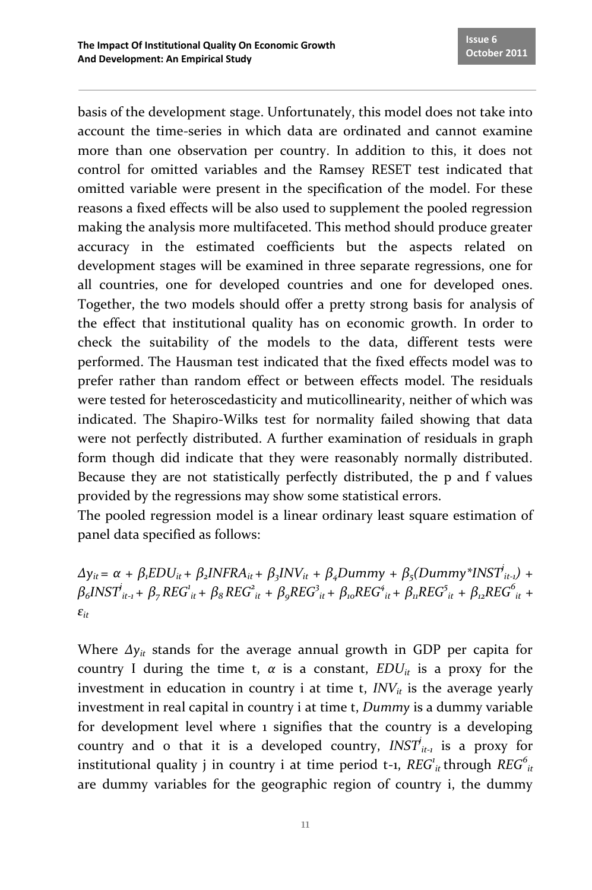basis of the development stage. Unfortunately, this model does not take into account the time-series in which data are ordinated and cannot examine more than one observation per country. In addition to this, it does not control for omitted variables and the Ramsey RESET test indicated that omitted variable were present in the specification of the model. For these reasons a fixed effects will be also used to supplement the pooled regression making the analysis more multifaceted. This method should produce greater accuracy in the estimated coefficients but the aspects related on development stages will be examined in three separate regressions, one for all countries, one for developed countries and one for developed ones. Together, the two models should offer a pretty strong basis for analysis of the effect that institutional quality has on economic growth. In order to check the suitability of the models to the data, different tests were performed. The Hausman test indicated that the fixed effects model was to prefer rather than random effect or between effects model. The residuals were tested for heteroscedasticity and muticollinearity, neither of which was indicated. The Shapiro-Wilks test for normality failed showing that data were not perfectly distributed. A further examination of residuals in graph form though did indicate that they were reasonably normally distributed. Because they are not statistically perfectly distributed, the p and f values provided by the regressions may show some statistical errors.

The pooled regression model is a linear ordinary least square estimation of panel data specified as follows:

$$\Delta y_{it} = \alpha + \beta_1 EDU_{it} + \beta_2 INFRA_{it} + \beta_3 INV_{it} + \beta_4 Dummy + \beta_5 (Dummy*INST^j_{it-1}) + \beta_6 INST^j_{it-1} + \beta_7 REG^1_{it} + \beta_8 REG^2_{it} + \beta_9 REG^3_{it} + \beta_{10} REG^4_{it} + \beta_{11} REG^5_{it} + \beta_{12} REG^6_{it} + \varepsilon_{it}$$

Where $\Delta y_{it}$ stands for the average annual growth in GDP per capita for country I during the time t, $\alpha$ is a constant, $EDU_{it}$ is a proxy for the investment in education in country i at time t, $INV_{it}$ is the average yearly investment in real capital in country i at time t, *Dummy* is a dummy variable for development level where 1 signifies that the country is a developing country and 0 that it is a developed country, $INST^j_{it-1}$ is a proxy for institutional quality j in country i at time period t-1, $REG^1_{it}$ through $REG^6_{it}$ are dummy variables for the geographic region of country i, the dummy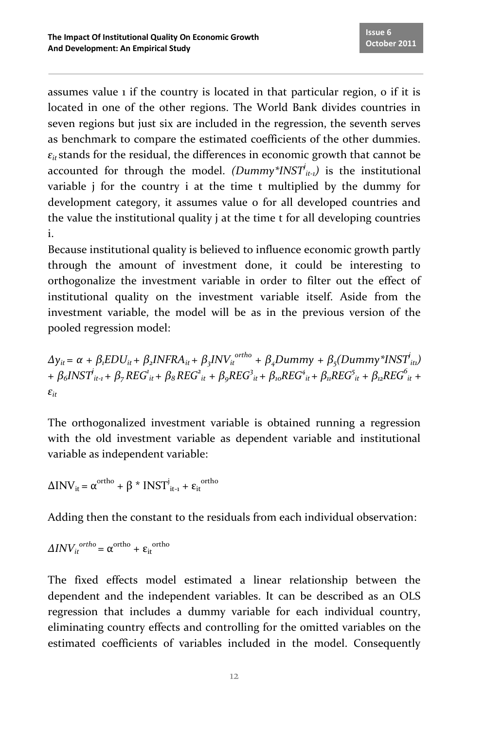assumes value 1 if the country is located in that particular region, 0 if it is located in one of the other regions. The World Bank divides countries in seven regions but just six are included in the regression, the seventh serves as benchmark to compare the estimated coefficients of the other dummies. $\varepsilon_{it}$ stands for the residual, the differences in economic growth that cannot be accounted for through the model. $(Dummy{*}INST^{j}_{it-1})$ is the institutional variable j for the country i at the time t multiplied by the dummy for development category, it assumes value 0 for all developed countries and the value the institutional quality j at the time t for all developing countries i.

Because institutional quality is believed to influence economic growth partly through the amount of investment done, it could be interesting to orthogonalize the investment variable in order to filter out the effect of institutional quality on the investment variable itself. Aside from the investment variable, the model will be as in the previous version of the pooled regression model:

$$\Delta y_{it} = \alpha + \beta_1 EDU_{it} + \beta_2 INFRA_{it} + \beta_3 INV_{it}^{ortho} + \beta_4 Dummy + \beta_5 (Dummy{*}INST^{j}_{it1}) + \beta_6 INST^{j}_{it-1} + \beta_7 REG^{1}_{it} + \beta_8 REG^{2}_{it} + \beta_9 REG^{3}_{it} + \beta_{10} REG^{4}_{it} + \beta_{11} REG^{5}_{it} + \beta_{12} REG^{6}_{it} + \varepsilon_{it}$$

The orthogonalized investment variable is obtained running a regression with the old investment variable as dependent variable and institutional variable as independent variable:

$$\Delta INV_{it} = \alpha^{ortho} + \beta * INST^{j}_{it-1} + \varepsilon_{it}^{ortho}$$

Adding then the constant to the residuals from each individual observation:

$$\Delta INV_{it}^{ortho} = \alpha^{ortho} + \varepsilon_{it}^{ortho}$$

The fixed effects model estimated a linear relationship between the dependent and the independent variables. It can be described as an OLS regression that includes a dummy variable for each individual country, eliminating country effects and controlling for the omitted variables on the estimated coefficients of variables included in the model. Consequently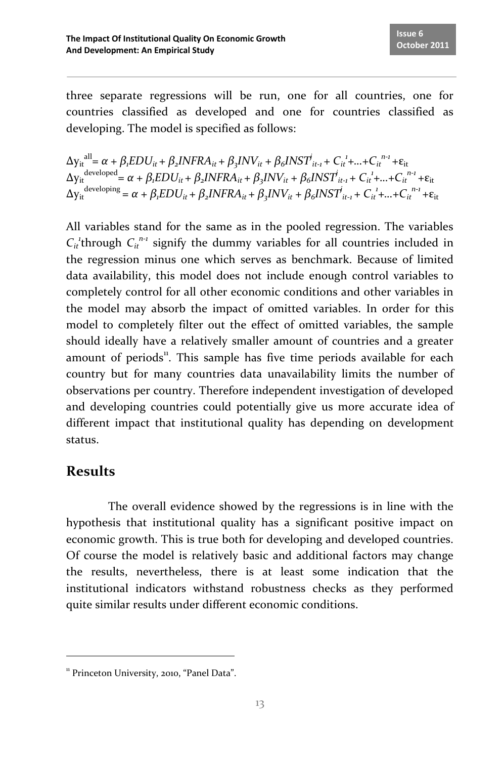three separate regressions will be run, one for all countries, one for countries classified as developed and one for countries classified as developing. The model is specified as follows:

$$\Delta y_{it}^{all} = \alpha + \beta_1 EDU_{it} + \beta_2 INFRA_{it} + \beta_3 INV_{it} + \beta_6 INST^j_{it-1} + C_{it}^1 + \ldots + C_{it}^{n-1} + \varepsilon_{it}$$
$$\Delta y_{it}^{developed} = \alpha + \beta_1 EDU_{it} + \beta_2 INFRA_{it} + \beta_3 INV_{it} + \beta_6 INST^j_{it-1} + C_{it}^1 + \ldots + C_{it}^{n-1} + \varepsilon_{it}$$
$$\Delta y_{it}^{developing} = \alpha + \beta_1 EDU_{it} + \beta_2 INFRA_{it} + \beta_3 INV_{it} + \beta_6 INST^j_{it-1} + C_{it}^1 + \ldots + C_{it}^{n-1} + \varepsilon_{it}$$

All variables stand for the same as in the pooled regression. The variables $C_{it}^1$ through $C_{it}^{n-1}$ signify the dummy variables for all countries included in the regression minus one which serves as benchmark. Because of limited data availability, this model does not include enough control variables to completely control for all other economic conditions and other variables in the model may absorb the impact of omitted variables. In order for this model to completely filter out the effect of omitted variables, the sample should ideally have a relatively smaller amount of countries and a greater amount of periods[11]. This sample has five time periods available for each country but for many countries data unavailability limits the number of observations per country. Therefore independent investigation of developed and developing countries could potentially give us more accurate idea of different impact that institutional quality has depending on development status.

## Results

The overall evidence showed by the regressions is in line with the hypothesis that institutional quality has a significant positive impact on economic growth. This is true both for developing and developed countries. Of course the model is relatively basic and additional factors may change the results, nevertheless, there is at least some indication that the institutional indicators withstand robustness checks as they performed quite similar results under different economic conditions.

[11] Princeton University, 2010, "Panel Data".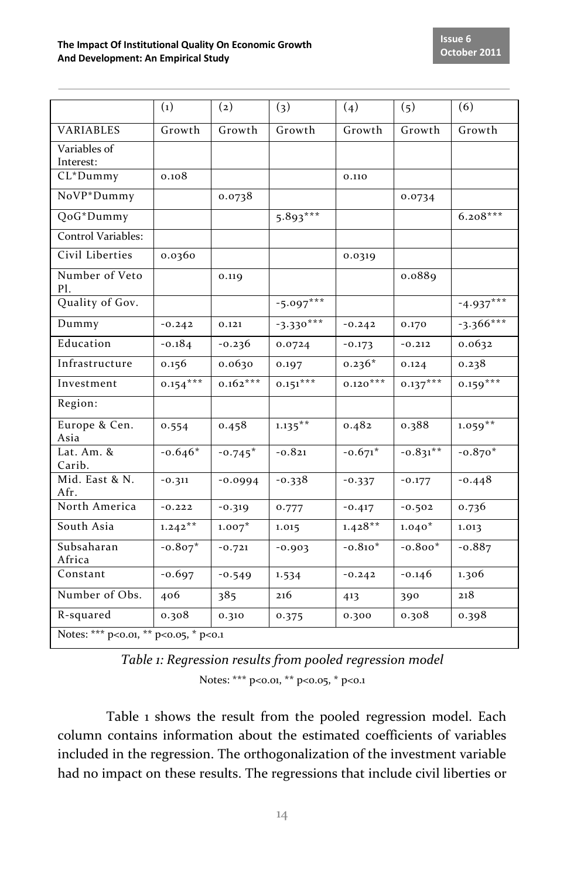| | (1) | (2) | (3) | (4) | (5) | (6) |
|---|---|---|---|---|---|---|
| VARIABLES | Growth | Growth | Growth | Growth | Growth | Growth |
| Variables of Interest: | | | | | | |
| CL*Dummy | 0.108 | | | 0.110 | | |
| NoVP*Dummy | | 0.0738 | | | 0.0734 | |
| QoG*Dummy | | | 5.893*** | | | 6.208*** |
| Control Variables: | | | | | | |
| Civil Liberties | 0.0360 | | | 0.0319 | | |
| Number of Veto Pl. | | 0.119 | | | 0.0889 | |
| Quality of Gov. | | | -5.097*** | | | -4.937*** |
| Dummy | -0.242 | 0.121 | -3.330*** | -0.242 | 0.170 | -3.366*** |
| Education | -0.184 | -0.236 | 0.0724 | -0.173 | -0.212 | 0.0632 |
| Infrastructure | 0.156 | 0.0630 | 0.197 | 0.236* | 0.124 | 0.238 |
| Investment | 0.154*** | 0.162*** | 0.151*** | 0.120*** | 0.137*** | 0.159*** |
| Region: | | | | | | |
| Europe & Cen. Asia | 0.554 | 0.458 | 1.135** | 0.482 | 0.388 | 1.059** |
| Lat. Am. & Carib. | -0.646* | -0.745* | -0.821 | -0.671* | -0.831** | -0.870* |
| Mid. East & N. Afr. | -0.311 | -0.0994 | -0.338 | -0.337 | -0.177 | -0.448 |
| North America | -0.222 | -0.319 | 0.777 | -0.417 | -0.502 | 0.736 |
| South Asia | 1.242** | 1.007* | 1.015 | 1.428** | 1.040* | 1.013 |
| Subsaharan Africa | -0.807* | -0.721 | -0.903 | -0.810* | -0.800* | -0.887 |
| Constant | -0.697 | -0.549 | 1.534 | -0.242 | -0.146 | 1.306 |
| Number of Obs. | 406 | 385 | 216 | 413 | 390 | 218 |
| R-squared | 0.308 | 0.310 | 0.375 | 0.300 | 0.308 | 0.398 |
| Notes: *** p<0.01, ** p<0.05, * p<0.1 | | | | | | |

*Table 1: Regression results from pooled regression model*

Notes: *** p<0.01, ** p<0.05, * p<0.1

Table 1 shows the result from the pooled regression model. Each column contains information about the estimated coefficients of variables included in the regression. The orthogonalization of the investment variable had no impact on these results. The regressions that include civil liberties or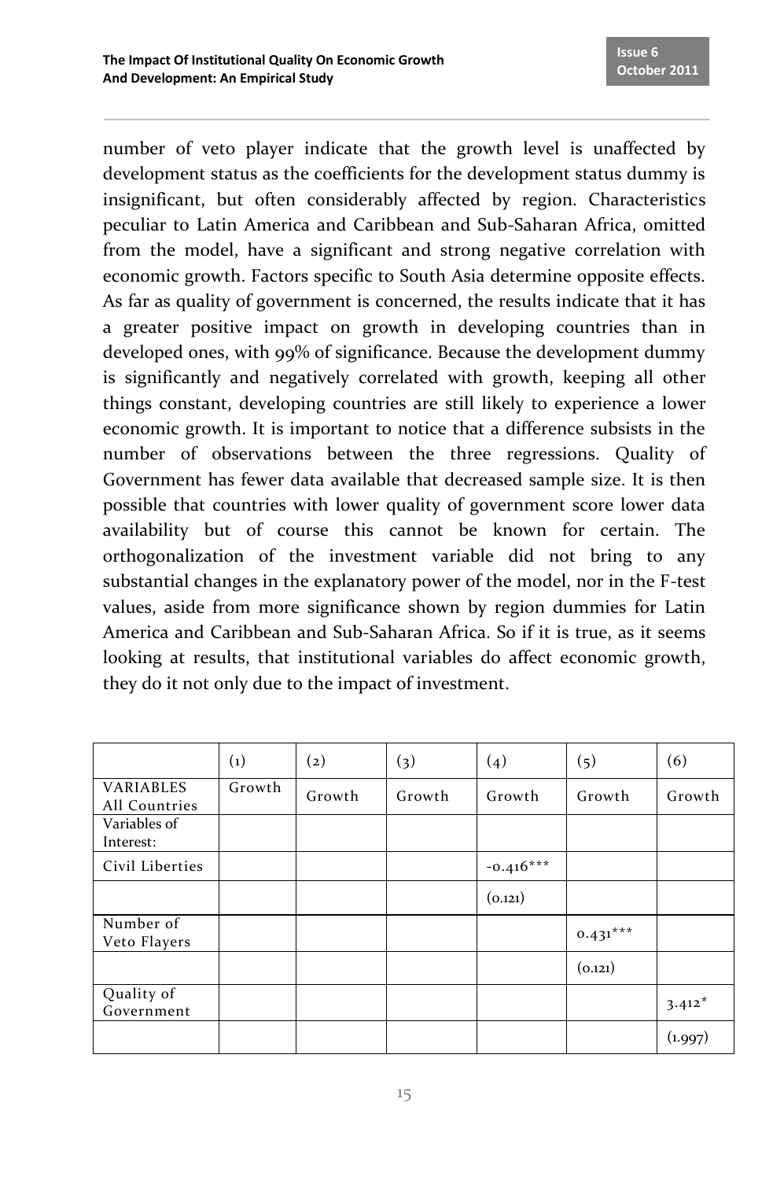number of veto player indicate that the growth level is unaffected by development status as the coefficients for the development status dummy is insignificant, but often considerably affected by region. Characteristics peculiar to Latin America and Caribbean and Sub-Saharan Africa, omitted from the model, have a significant and strong negative correlation with economic growth. Factors specific to South Asia determine opposite effects. As far as quality of government is concerned, the results indicate that it has a greater positive impact on growth in developing countries than in developed ones, with 99% of significance. Because the development dummy is significantly and negatively correlated with growth, keeping all other things constant, developing countries are still likely to experience a lower economic growth. It is important to notice that a difference subsists in the number of observations between the three regressions. Quality of Government has fewer data available that decreased sample size. It is then possible that countries with lower quality of government score lower data availability but of course this cannot be known for certain. The orthogonalization of the investment variable did not bring to any substantial changes in the explanatory power of the model, nor in the F-test values, aside from more significance shown by region dummies for Latin America and Caribbean and Sub-Saharan Africa. So if it is true, as it seems looking at results, that institutional variables do affect economic growth, they do it not only due to the impact of investment.

| | (1) | (2) | (3) | (4) | (5) | (6) |
|---|---|---|---|---|---|---|
| VARIABLES All Countries | Growth | Growth | Growth | Growth | Growth | Growth |
| Variables of Interest: | | | | | | |
| Civil Liberties | | | | -0.416*** | | |
| | | | | (0.121) | | |
| Number of Veto Flayers | | | | | 0.431*** | |
| | | | | | (0.121) | |
| Quality of Government | | | | | | 3.412* |
| | | | | | | (1.997) |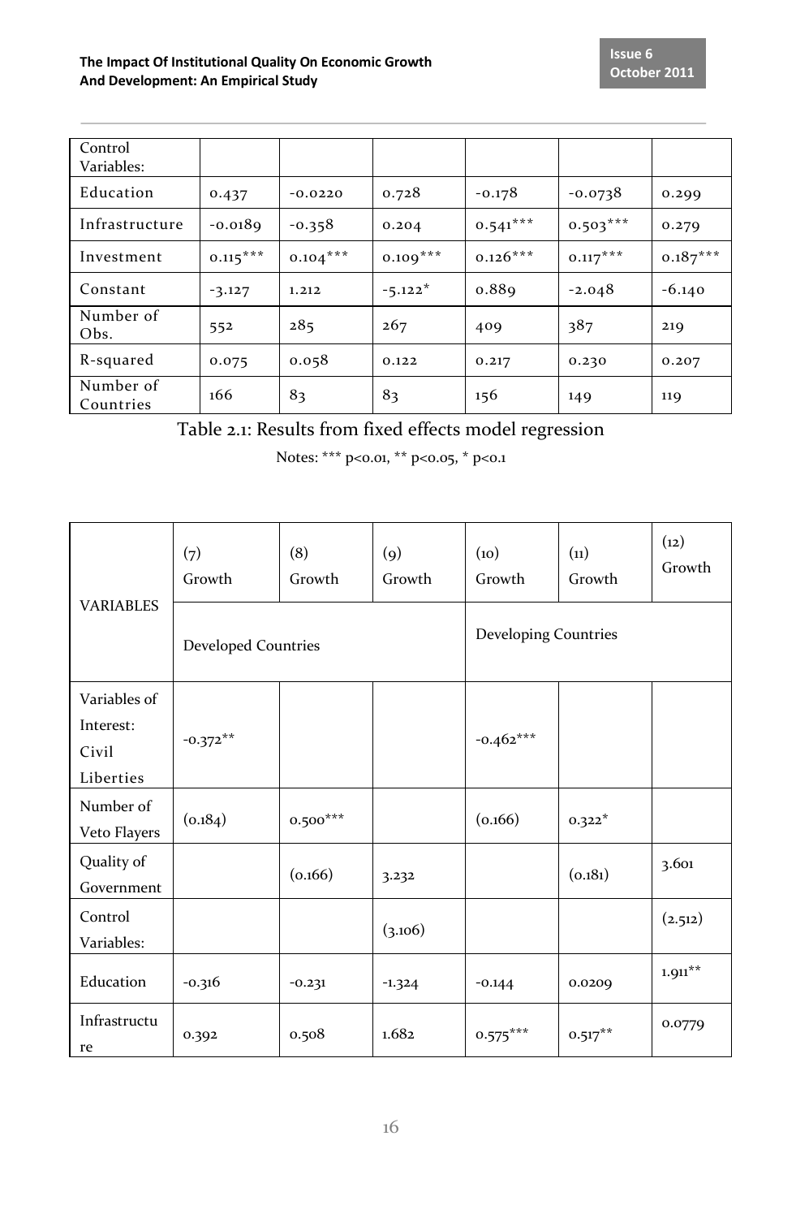| Control Variables: | | | | | | |
|---|---|---|---|---|---|---|
| Education | 0.437 | -0.0220 | 0.728 | -0.178 | -0.0738 | 0.299 |
| Infrastructure | -0.0189 | -0.358 | 0.204 | 0.541*** | 0.503*** | 0.279 |
| Investment | 0.115*** | 0.104*** | 0.109*** | 0.126*** | 0.117*** | 0.187*** |
| Constant | -3.127 | 1.212 | -5.122* | 0.889 | -2.048 | -6.140 |
| Number of Obs. | 552 | 285 | 267 | 409 | 387 | 219 |
| R-squared | 0.075 | 0.058 | 0.122 | 0.217 | 0.230 | 0.207 |
| Number of Countries | 166 | 83 | 83 | 156 | 149 | 119 |

Table 2.1: Results from fixed effects model regression

Notes: *** p<0.01, ** p<0.05, * p<0.1

| VARIABLES | (7) Growth | (8) Growth | (9) Growth | (10) Growth | (11) Growth | (12) Growth |
|---|---|---|---|---|---|---|
| | Developed Countries | | | Developing Countries | | |
| Variables of Interest: Civil Liberties | -0.372** | | | -0.462*** | | |
| Number of Veto Players | (0.184) | 0.500*** | | (0.166) | 0.322* | |
| Quality of Government | | (0.166) | 3.232 | | (0.181) | 3.601 |
| Control Variables: | | | (3.106) | | | (2.512) |
| Education | -0.316 | -0.231 | -1.324 | -0.144 | 0.0209 | 1.911** |
| Infrastructure | 0.392 | 0.508 | 1.682 | 0.575*** | 0.517** | 0.0779 |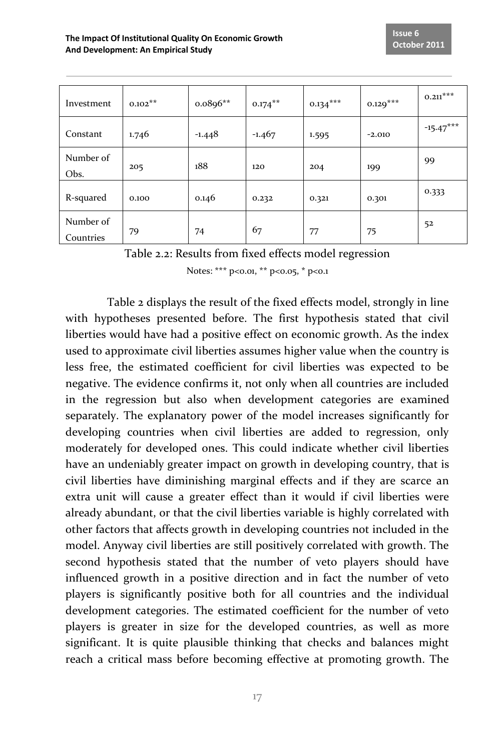| Investment | $0.102^{**}$ | $0.0896^{**}$ | $0.174^{**}$ | $0.134^{***}$ | $0.129^{***}$ | $0.211^{***}$ |
|---|---|---|---|---|---|---|
| Constant | 1.746 | -1.448 | -1.467 | 1.595 | -2.010 | $-15.47^{***}$ |
| Number of Obs. | 205 | 188 | 120 | 204 | 199 | 99 |
| R-squared | 0.100 | 0.146 | 0.232 | 0.321 | 0.301 | 0.333 |
| Number of Countries | 79 | 74 | 67 | 77 | 75 | 52 |

Table 2.2: Results from fixed effects model regression

Notes: *** $p<0.01$, ** $p<0.05$, * $p<0.1$

Table 2 displays the result of the fixed effects model, strongly in line with hypotheses presented before. The first hypothesis stated that civil liberties would have had a positive effect on economic growth. As the index used to approximate civil liberties assumes higher value when the country is less free, the estimated coefficient for civil liberties was expected to be negative. The evidence confirms it, not only when all countries are included in the regression but also when development categories are examined separately. The explanatory power of the model increases significantly for developing countries when civil liberties are added to regression, only moderately for developed ones. This could indicate whether civil liberties have an undeniably greater impact on growth in developing country, that is civil liberties have diminishing marginal effects and if they are scarce an extra unit will cause a greater effect than it would if civil liberties were already abundant, or that the civil liberties variable is highly correlated with other factors that affects growth in developing countries not included in the model. Anyway civil liberties are still positively correlated with growth. The second hypothesis stated that the number of veto players should have influenced growth in a positive direction and in fact the number of veto players is significantly positive both for all countries and the individual development categories. The estimated coefficient for the number of veto players is greater in size for the developed countries, as well as more significant. It is quite plausible thinking that checks and balances might reach a critical mass before becoming effective at promoting growth. The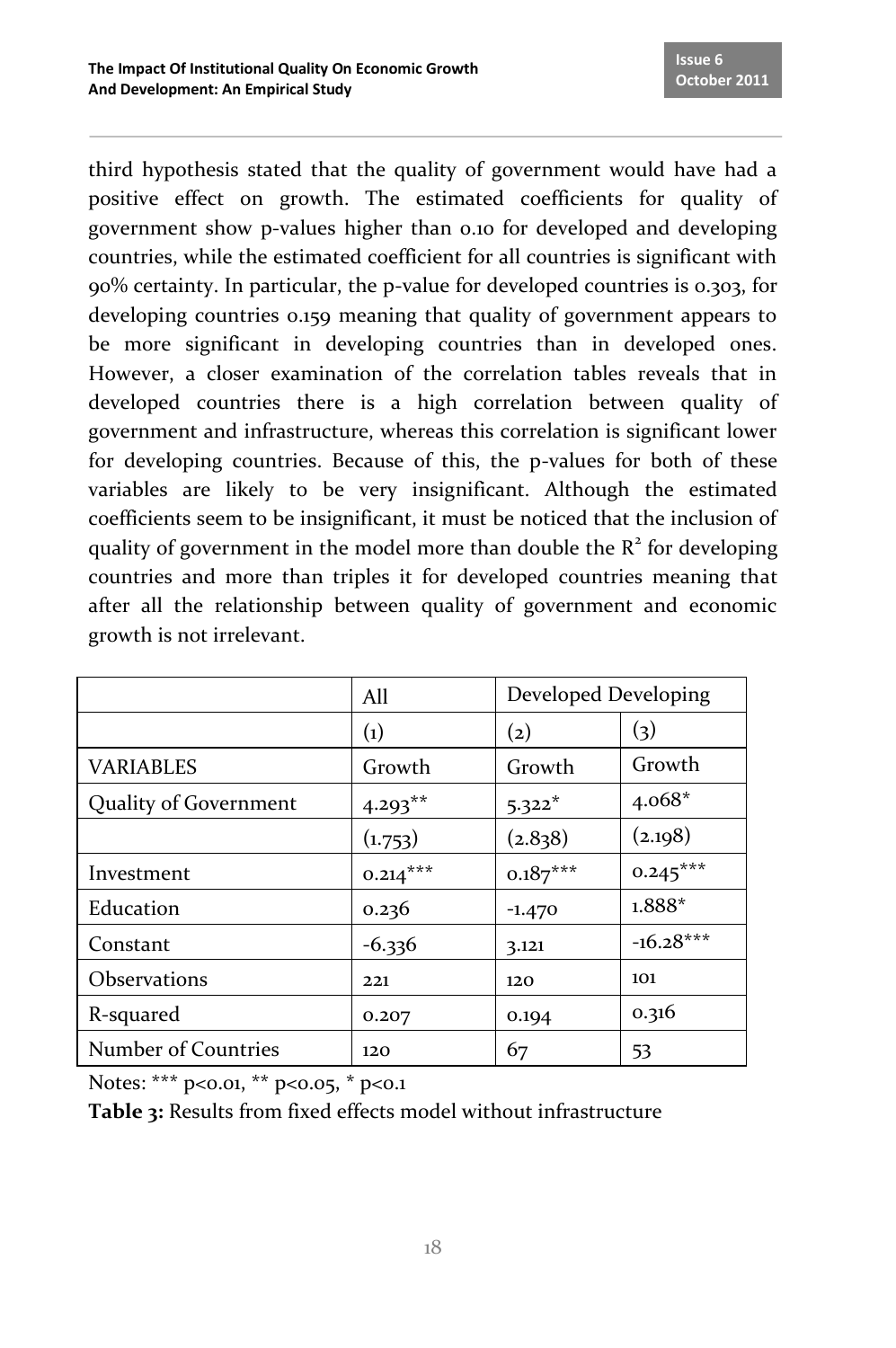third hypothesis stated that the quality of government would have had a positive effect on growth. The estimated coefficients for quality of government show p-values higher than 0.10 for developed and developing countries, while the estimated coefficient for all countries is significant with 90% certainty. In particular, the p-value for developed countries is 0.303, for developing countries 0.159 meaning that quality of government appears to be more significant in developing countries than in developed ones. However, a closer examination of the correlation tables reveals that in developed countries there is a high correlation between quality of government and infrastructure, whereas this correlation is significant lower for developing countries. Because of this, the p-values for both of these variables are likely to be very insignificant. Although the estimated coefficients seem to be insignificant, it must be noticed that the inclusion of quality of government in the model more than double the $R^2$ for developing countries and more than triples it for developed countries meaning that after all the relationship between quality of government and economic growth is not irrelevant.

| | All | Developed | Developing |
|---|---|---|---|
| | (1) | (2) | (3) |
| VARIABLES | Growth | Growth | Growth |
| Quality of Government | 4.293** | 5.322* | 4.068* |
| | (1.753) | (2.838) | (2.198) |
| Investment | 0.214*** | 0.187*** | 0.245*** |
| Education | 0.236 | -1.470 | 1.888* |
| Constant | -6.336 | 3.121 | -16.28*** |
| Observations | 221 | 120 | 101 |
| R-squared | 0.207 | 0.194 | 0.316 |
| Number of Countries | 120 | 67 | 53 |

Notes: *** $p<0.01$, ** $p<0.05$, * $p<0.1$

**Table 3:** Results from fixed effects model without infrastructure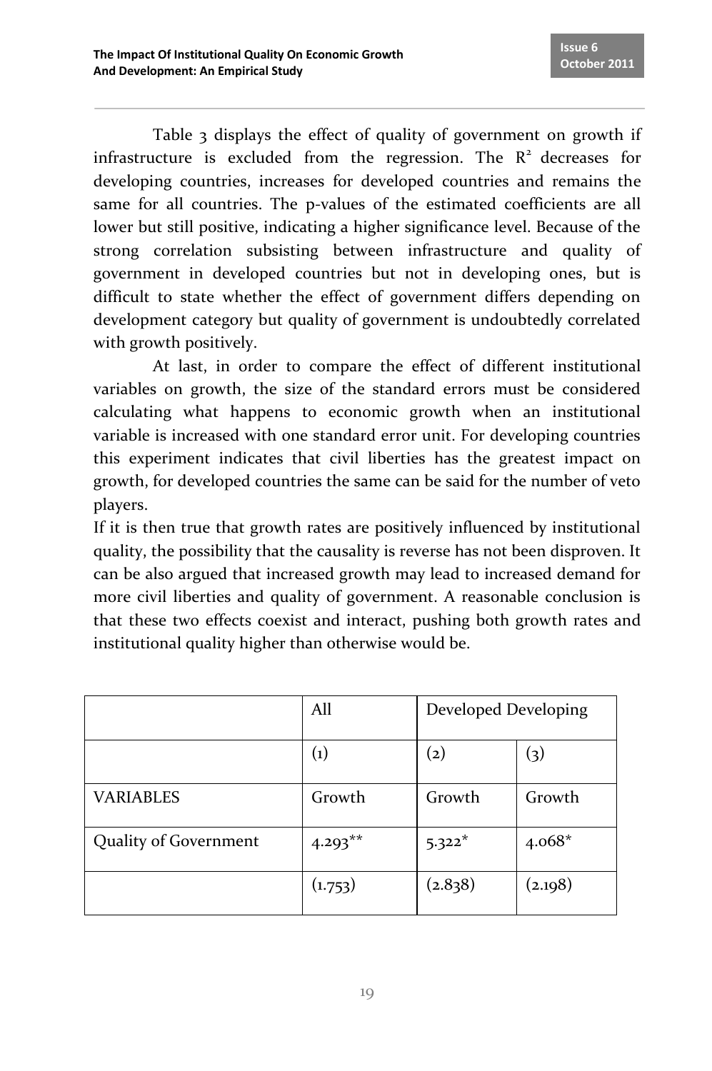Table 3 displays the effect of quality of government on growth if infrastructure is excluded from the regression. The $R^2$ decreases for developing countries, increases for developed countries and remains the same for all countries. The p-values of the estimated coefficients are all lower but still positive, indicating a higher significance level. Because of the strong correlation subsisting between infrastructure and quality of government in developed countries but not in developing ones, but is difficult to state whether the effect of government differs depending on development category but quality of government is undoubtedly correlated with growth positively.

At last, in order to compare the effect of different institutional variables on growth, the size of the standard errors must be considered calculating what happens to economic growth when an institutional variable is increased with one standard error unit. For developing countries this experiment indicates that civil liberties has the greatest impact on growth, for developed countries the same can be said for the number of veto players.

If it is then true that growth rates are positively influenced by institutional quality, the possibility that the causality is reverse has not been disproven. It can be also argued that increased growth may lead to increased demand for more civil liberties and quality of government. A reasonable conclusion is that these two effects coexist and interact, pushing both growth rates and institutional quality higher than otherwise would be.

| | All | Developed | Developing |
|---|---|---|---|
| | (1) | (2) | (3) |
| VARIABLES | Growth | Growth | Growth |
| Quality of Government | 4.293** | 5.322* | 4.068* |
| | (1.753) | (2.838) | (2.198) |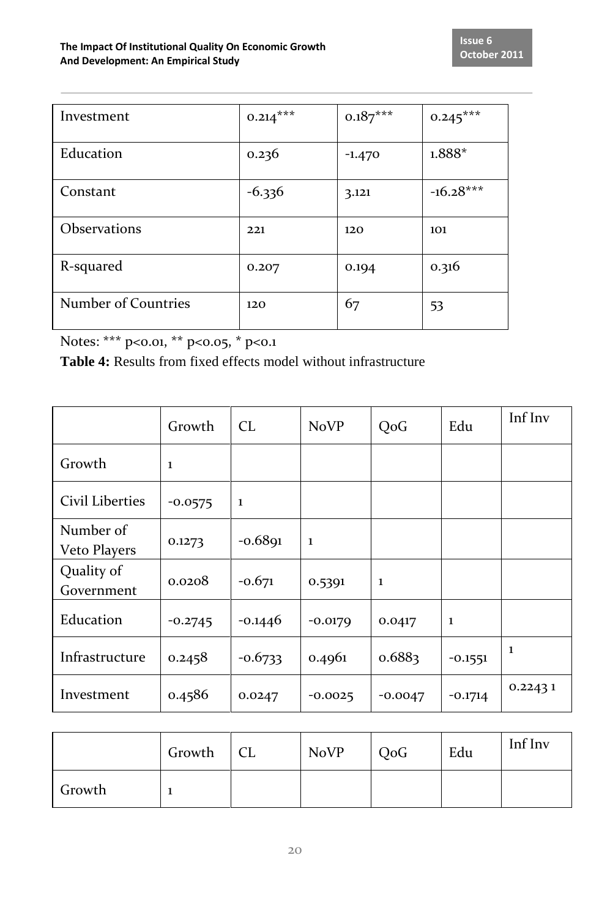| | | | |
|---|---|---|---|
| Investment | 0.214*** | 0.187*** | 0.245*** |
| Education | 0.236 | -1.470 | 1.888* |
| Constant | -6.336 | 3.121 | -16.28*** |
| Observations | 221 | 120 | 101 |
| R-squared | 0.207 | 0.194 | 0.316 |
| Number of Countries | 120 | 67 | 53 |

Notes: *** p<0.01, ** p<0.05, * p<0.1

**Table 4:** Results from fixed effects model without infrastructure

| | Growth | CL | NoVP | QoG | Edu | Inf Inv |
|---|---|---|---|---|---|---|
| Growth | 1 | | | | | |
| Civil Liberties | -0.0575 | 1 | | | | |
| Number of Veto Players | 0.1273 | -0.6891 | 1 | | | |
| Quality of Government | 0.0208 | -0.671 | 0.5391 | 1 | | |
| Education | -0.2745 | -0.1446 | -0.0179 | 0.0417 | 1 | |
| Infrastructure | 0.2458 | -0.6733 | 0.4961 | 0.6883 | -0.1551 | 1 |
| Investment | 0.4586 | 0.0247 | -0.0025 | -0.0047 | -0.1714 | 0.2243 1 |

| | Growth | CL | NoVP | QoG | Edu | Inf Inv |
|---|---|---|---|---|---|---|
| Growth | 1 | | | | | |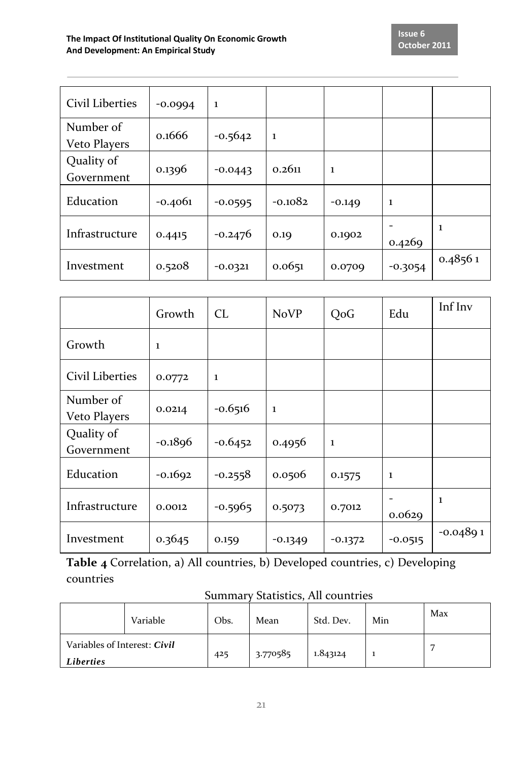| | | | | | | | |
|---|---|---|---|---|---|---|---|
| Civil Liberties | -0.0994 | 1 | | | | | |
| Number of Veto Players | 0.1666 | -0.5642 | 1 | | | | |
| Quality of Government | 0.1396 | -0.0443 | 0.2611 | 1 | | | |
| Education | -0.4061 | -0.0595 | -0.1082 | -0.149 | 1 | | |
| Infrastructure | 0.4415 | -0.2476 | 0.19 | 0.1902 | -0.4269 | 1 | |
| Investment | 0.5208 | -0.0321 | 0.0651 | 0.0709 | -0.3054 | 0.4856 | 1 |

| | Growth | CL | NoVP | QoG | Edu | Inf | Inv |
|---|---|---|---|---|---|---|---|
| Growth | 1 | | | | | | |
| Civil Liberties | 0.0772 | 1 | | | | | |
| Number of Veto Players | 0.0214 | -0.6516 | 1 | | | | |
| Quality of Government | -0.1896 | -0.6452 | 0.4956 | 1 | | | |
| Education | -0.1692 | -0.2558 | 0.0506 | 0.1575 | 1 | | |
| Infrastructure | 0.0012 | -0.5965 | 0.5073 | 0.7012 | -0.0629 | 1 | |
| Investment | 0.3645 | 0.159 | -0.1349 | -0.1372 | -0.0515 | -0.0489 | 1 |

**Table 4** Correlation, a) All countries, b) Developed countries, c) Developing countries

Summary Statistics, All countries

| Variable | Obs. | Mean | Std. Dev. | Min | Max |
|---|---|---|---|---|---|
| Variables of Interest: ***Civil Liberties*** | 425 | 3.770585 | 1.843124 | 1 | 7 |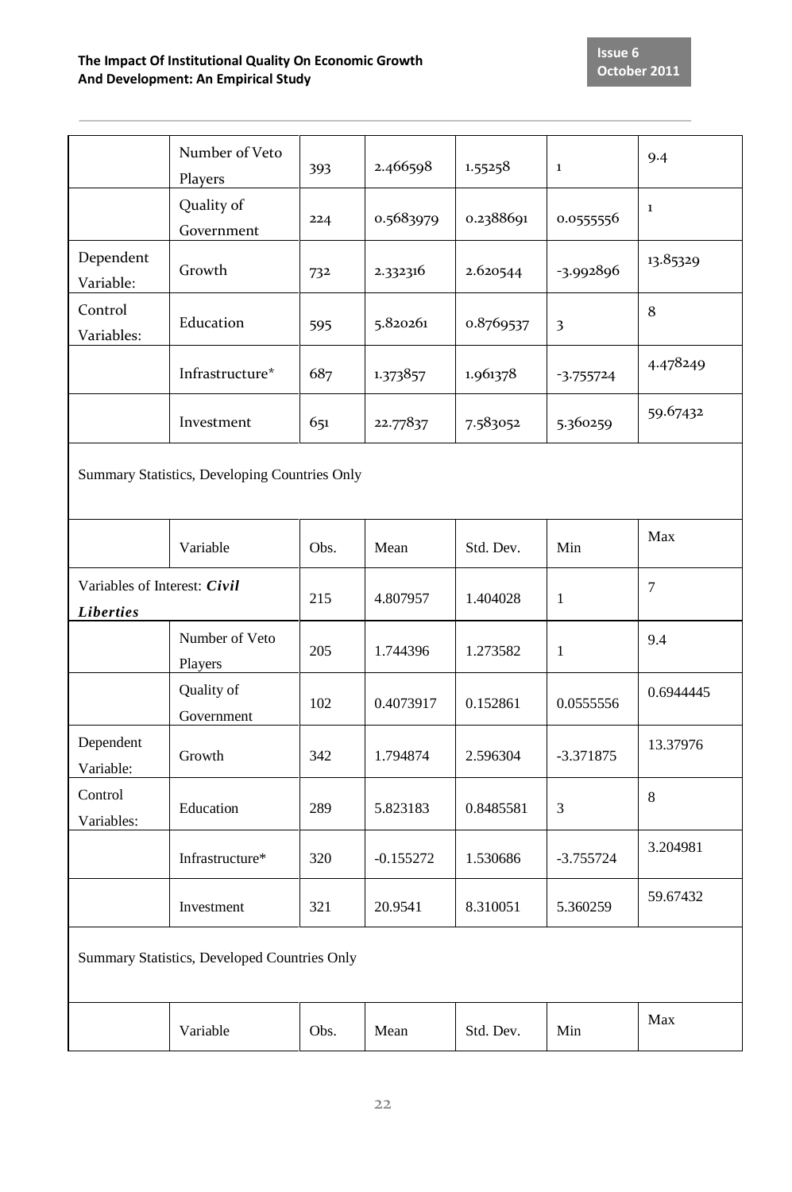|  | Number of Veto Players | 393 | 2.466598 | 1.55258 | 1 | 9.4 |
|---|---|---|---|---|---|---|
|  | Quality of Government | 224 | 0.5683979 | 0.2388691 | 0.0555556 | 1 |
| Dependent Variable: | Growth | 732 | 2.332316 | 2.620544 | -3.992896 | 13.85329 |
| Control Variables: | Education | 595 | 5.820261 | 0.8769537 | 3 | 8 |
|  | Infrastructure* | 687 | 1.373857 | 1.961378 | -3.755724 | 4.478249 |
|  | Investment | 651 | 22.77837 | 7.583052 | 5.360259 | 59.67432 |

Summary Statistics, Developing Countries Only

|  | Variable | Obs. | Mean | Std. Dev. | Min | Max |
|---|---|---|---|---|---|---|
| Variables of Interest: ***Civil Liberties*** |  | 215 | 4.807957 | 1.404028 | 1 | 7 |
|  | Number of Veto Players | 205 | 1.744396 | 1.273582 | 1 | 9.4 |
|  | Quality of Government | 102 | 0.4073917 | 0.152861 | 0.0555556 | 0.6944445 |
| Dependent Variable: | Growth | 342 | 1.794874 | 2.596304 | -3.371875 | 13.37976 |
| Control Variables: | Education | 289 | 5.823183 | 0.8485581 | 3 | 8 |
|  | Infrastructure* | 320 | -0.155272 | 1.530686 | -3.755724 | 3.204981 |
|  | Investment | 321 | 20.9541 | 8.310051 | 5.360259 | 59.67432 |

Summary Statistics, Developed Countries Only

|  | Variable | Obs. | Mean | Std. Dev. | Min | Max |
|---|---|---|---|---|---|---|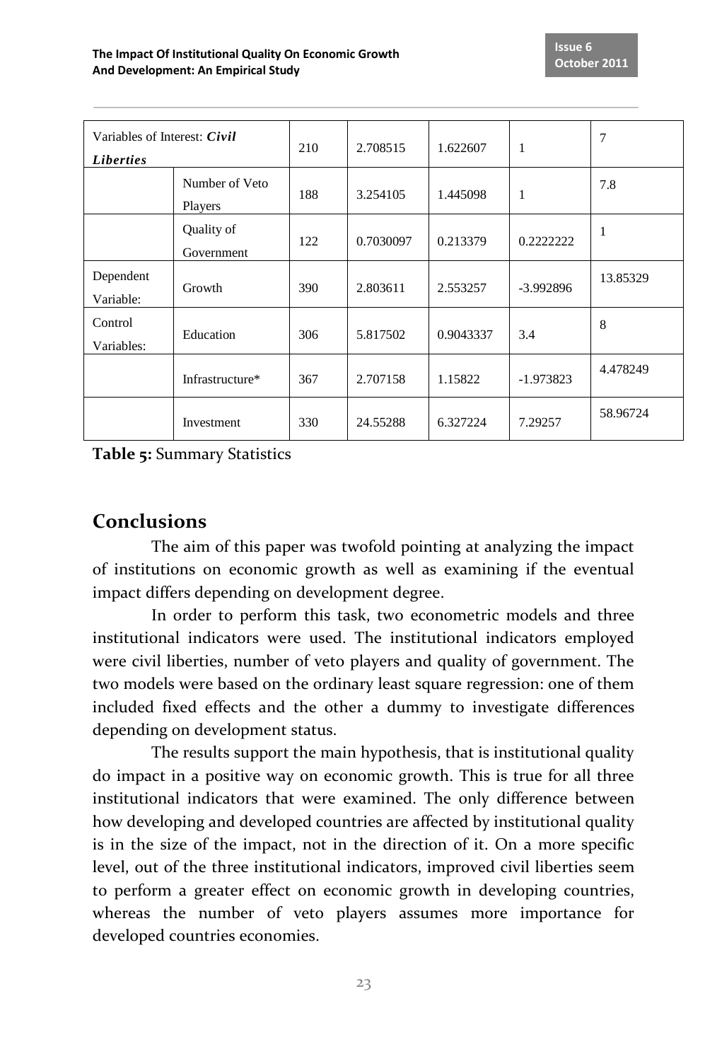| Variables of Interest: ***Civil Liberties*** | | 210 | 2.708515 | 1.622607 | 1 | 7 |
|---|---|---|---|---|---|---|
| | Number of Veto Players | 188 | 3.254105 | 1.445098 | 1 | 7.8 |
| | Quality of Government | 122 | 0.7030097 | 0.213379 | 0.2222222 | 1 |
| Dependent Variable: | Growth | 390 | 2.803611 | 2.553257 | -3.992896 | 13.85329 |
| Control Variables: | Education | 306 | 5.817502 | 0.9043337 | 3.4 | 8 |
| | Infrastructure* | 367 | 2.707158 | 1.15822 | -1.973823 | 4.478249 |
| | Investment | 330 | 24.55288 | 6.327224 | 7.29257 | 58.96724 |

**Table 5:** Summary Statistics

## Conclusions

The aim of this paper was twofold pointing at analyzing the impact of institutions on economic growth as well as examining if the eventual impact differs depending on development degree.

In order to perform this task, two econometric models and three institutional indicators were used. The institutional indicators employed were civil liberties, number of veto players and quality of government. The two models were based on the ordinary least square regression: one of them included fixed effects and the other a dummy to investigate differences depending on development status.

The results support the main hypothesis, that is institutional quality do impact in a positive way on economic growth. This is true for all three institutional indicators that were examined. The only difference between how developing and developed countries are affected by institutional quality is in the size of the impact, not in the direction of it. On a more specific level, out of the three institutional indicators, improved civil liberties seem to perform a greater effect on economic growth in developing countries, whereas the number of veto players assumes more importance for developed countries economies.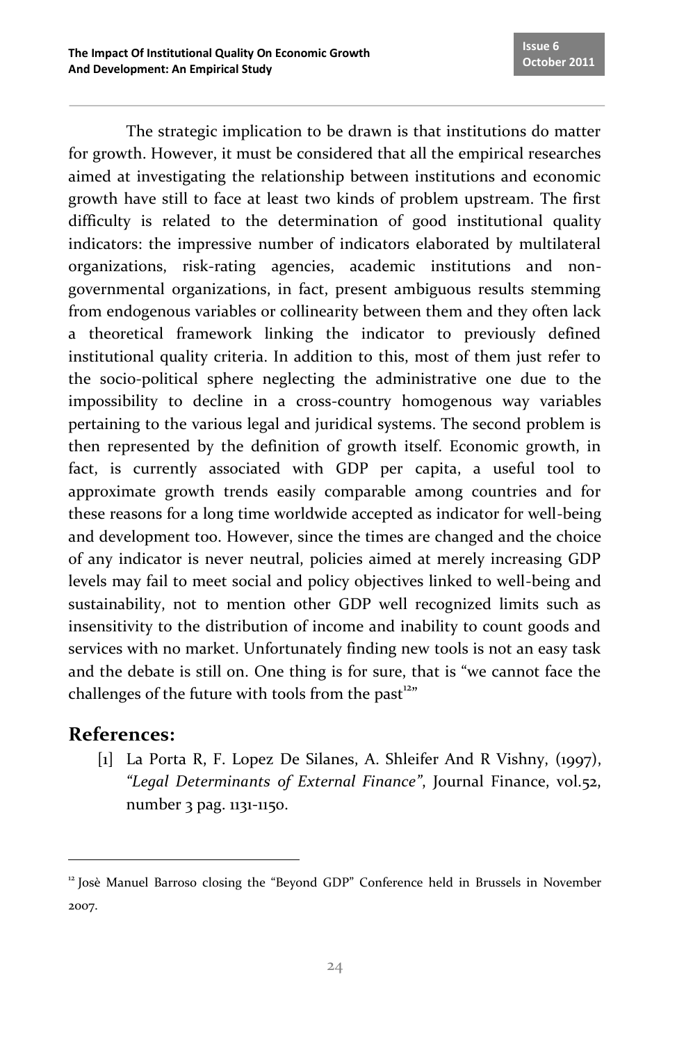The strategic implication to be drawn is that institutions do matter for growth. However, it must be considered that all the empirical researches aimed at investigating the relationship between institutions and economic growth have still to face at least two kinds of problem upstream. The first difficulty is related to the determination of good institutional quality indicators: the impressive number of indicators elaborated by multilateral organizations, risk-rating agencies, academic institutions and non-governmental organizations, in fact, present ambiguous results stemming from endogenous variables or collinearity between them and they often lack a theoretical framework linking the indicator to previously defined institutional quality criteria. In addition to this, most of them just refer to the socio-political sphere neglecting the administrative one due to the impossibility to decline in a cross-country homogenous way variables pertaining to the various legal and juridical systems. The second problem is then represented by the definition of growth itself. Economic growth, in fact, is currently associated with GDP per capita, a useful tool to approximate growth trends easily comparable among countries and for these reasons for a long time worldwide accepted as indicator for well-being and development too. However, since the times are changed and the choice of any indicator is never neutral, policies aimed at merely increasing GDP levels may fail to meet social and policy objectives linked to well-being and sustainability, not to mention other GDP well recognized limits such as insensitivity to the distribution of income and inability to count goods and services with no market. Unfortunately finding new tools is not an easy task and the debate is still on. One thing is for sure, that is "we cannot face the challenges of the future with tools from the past[12]"

## References:

[1] La Porta R, F. Lopez De Silanes, A. Shleifer And R Vishny, (1997), *"Legal Determinants of External Finance"*, Journal Finance, vol.52, number 3 pag. 1131-1150.

---

[12] Josè Manuel Barroso closing the "Beyond GDP" Conference held in Brussels in November 2007.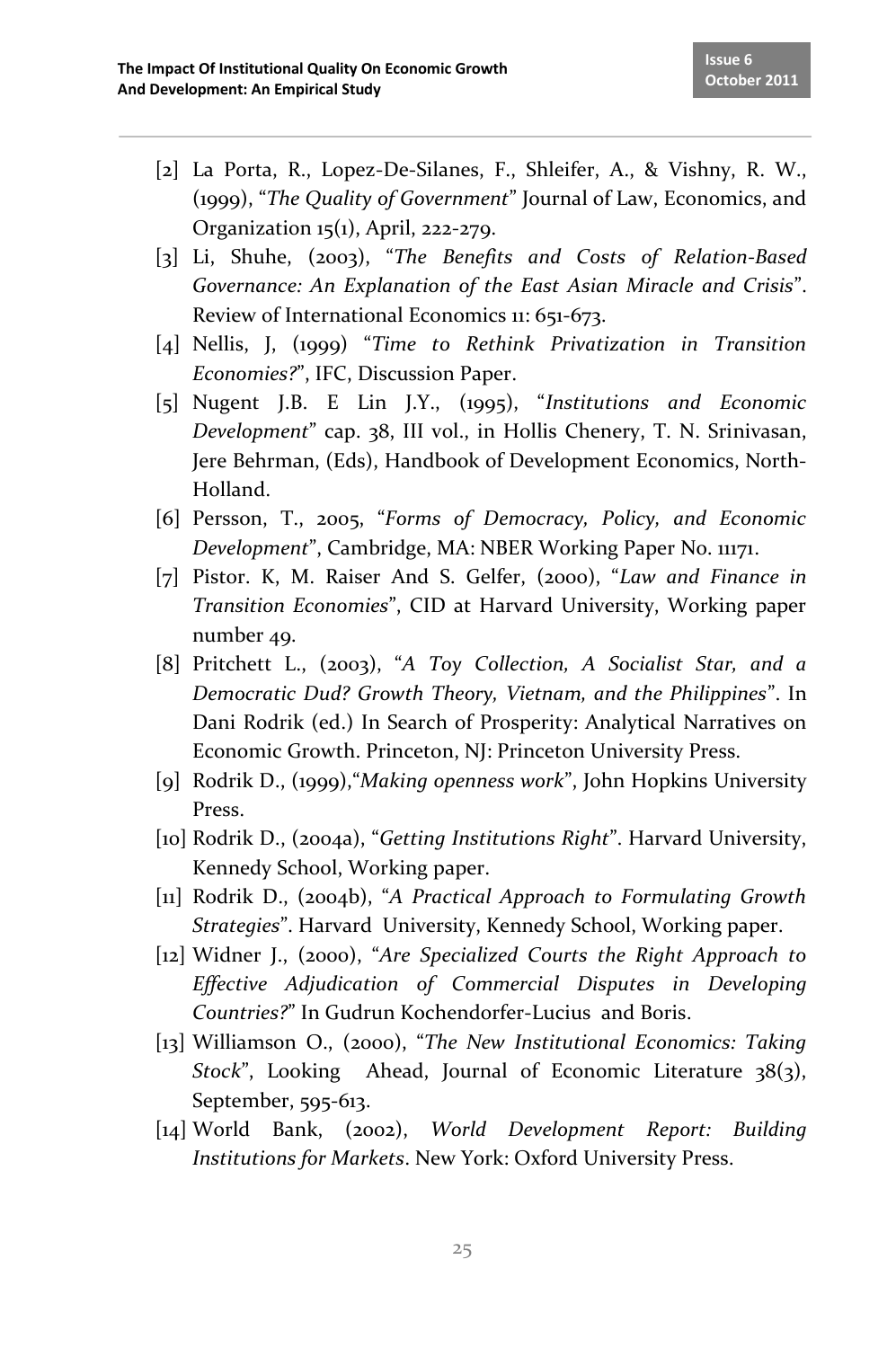[2] La Porta, R., Lopez-De-Silanes, F., Shleifer, A., & Vishny, R. W., (1999), "*The Quality of Government*" Journal of Law, Economics, and Organization 15(1), April, 222-279.

[3] Li, Shuhe, (2003), "*The Benefits and Costs of Relation-Based Governance: An Explanation of the East Asian Miracle and Crisis*". Review of International Economics 11: 651-673.

[4] Nellis, J, (1999) "*Time to Rethink Privatization in Transition Economies?*", IFC, Discussion Paper.

[5] Nugent J.B. E Lin J.Y., (1995), "*Institutions and Economic Development*" cap. 38, III vol., in Hollis Chenery, T. N. Srinivasan, Jere Behrman, (Eds), Handbook of Development Economics, North-Holland.

[6] Persson, T., 2005, "*Forms of Democracy, Policy, and Economic Development*", Cambridge, MA: NBER Working Paper No. 11171.

[7] Pistor. K, M. Raiser And S. Gelfer, (2000), "*Law and Finance in Transition Economies*", CID at Harvard University, Working paper number 49.

[8] Pritchett L., (2003), "*A Toy Collection, A Socialist Star, and a Democratic Dud? Growth Theory, Vietnam, and the Philippines*". In Dani Rodrik (ed.) In Search of Prosperity: Analytical Narratives on Economic Growth. Princeton, NJ: Princeton University Press.

[9] Rodrik D., (1999),"*Making openness work*", John Hopkins University Press.

[10] Rodrik D., (2004a), "*Getting Institutions Right*". Harvard University, Kennedy School, Working paper.

[11] Rodrik D., (2004b), "*A Practical Approach to Formulating Growth Strategies*". Harvard University, Kennedy School, Working paper.

[12] Widner J., (2000), "*Are Specialized Courts the Right Approach to Effective Adjudication of Commercial Disputes in Developing Countries?*" In Gudrun Kochendorfer-Lucius and Boris.

[13] Williamson O., (2000), "*The New Institutional Economics: Taking Stock*", Looking Ahead, Journal of Economic Literature 38(3), September, 595-613.

[14] World Bank, (2002), *World Development Report: Building Institutions for Markets*. New York: Oxford University Press.